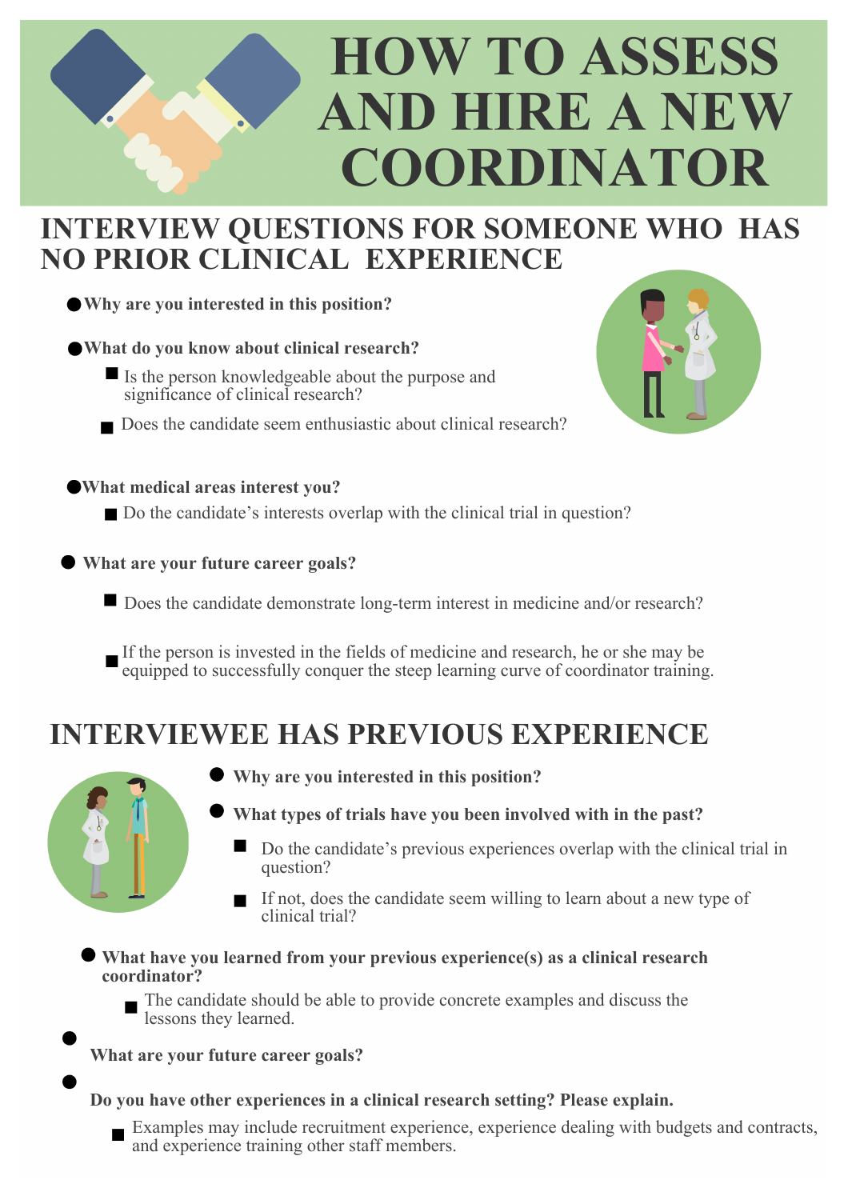# HOW TO ASSESS AND HIRE A NEW COORDINATOR

## INTERVIEW QUESTIONS FOR SOMEONE WHO HAS NO PRIOR CLINICAL EXPERIENCE

- **Why are you interested in this position?**
- **What do you know about clinical research?**
  - Is the person knowledgeable about the purpose and significance of clinical research?
  - Does the candidate seem enthusiastic about clinical research?
- **What medical areas interest you?**
  - Do the candidate's interests overlap with the clinical trial in question?
- **What are your future career goals?**
  - Does the candidate demonstrate long-term interest in medicine and/or research?
  - If the person is invested in the fields of medicine and research, he or she may be equipped to successfully conquer the steep learning curve of coordinator training.

## INTERVIEWEE HAS PREVIOUS EXPERIENCE

- **Why are you interested in this position?**
- **What types of trials have you been involved with in the past?**
  - Do the candidate's previous experiences overlap with the clinical trial in question?
  - If not, does the candidate seem willing to learn about a new type of clinical trial?
- **What have you learned from your previous experience(s) as a clinical research coordinator?**
  - The candidate should be able to provide concrete examples and discuss the lessons they learned.
- **What are your future career goals?**
- **Do you have other experiences in a clinical research setting? Please explain.**
  - Examples may include recruitment experience, experience dealing with budgets and contracts, and experience training other staff members.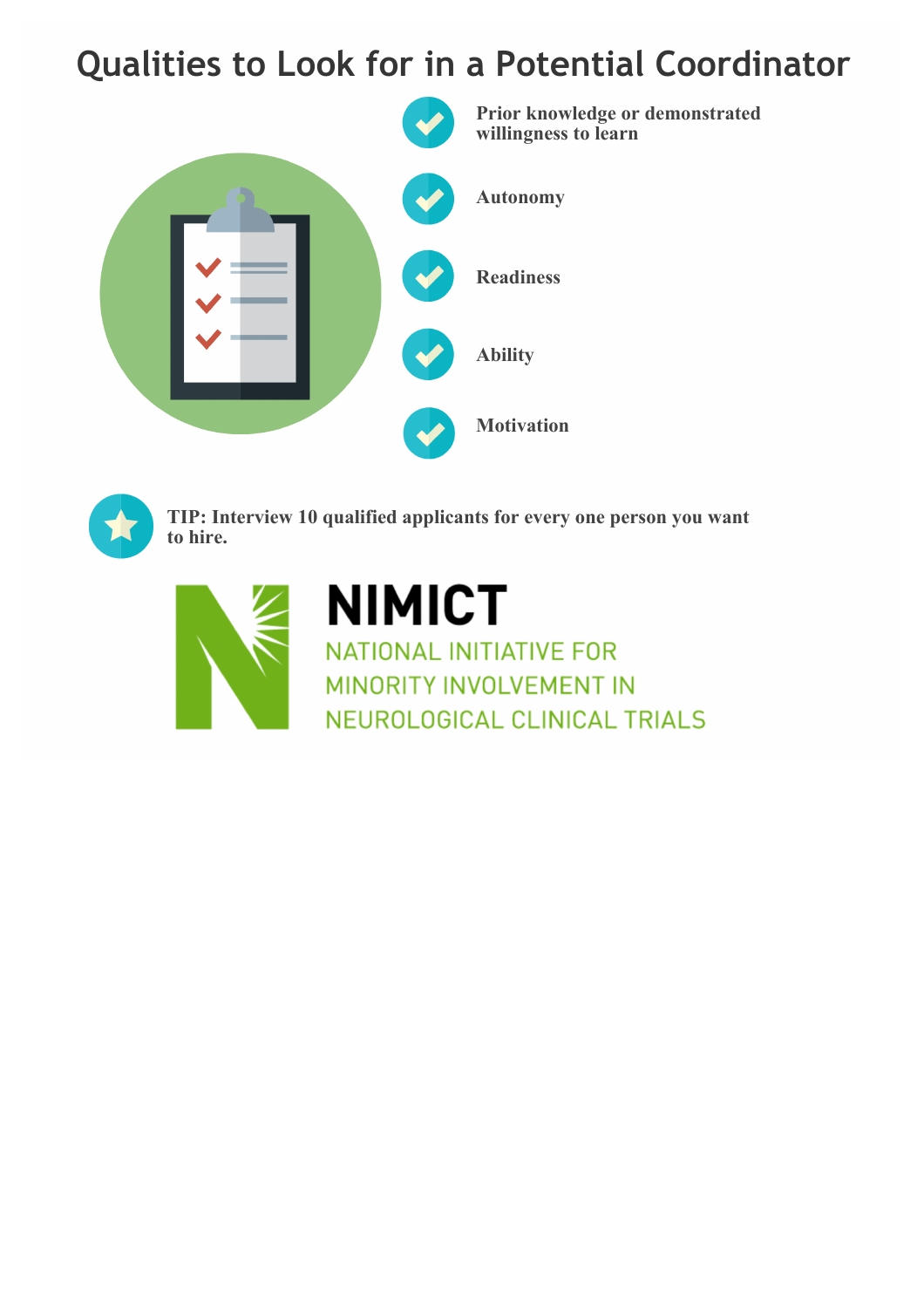# Qualities to Look for in a Potential Coordinator

- **Prior knowledge or demonstrated willingness to learn**
- **Autonomy**
- **Readiness**
- **Ability**
- **Motivation**

**TIP: Interview 10 qualified applicants for every one person you want to hire.**

NIMICT

NATIONAL INITIATIVE FOR MINORITY INVOLVEMENT IN NEUROLOGICAL CLINICAL TRIALS